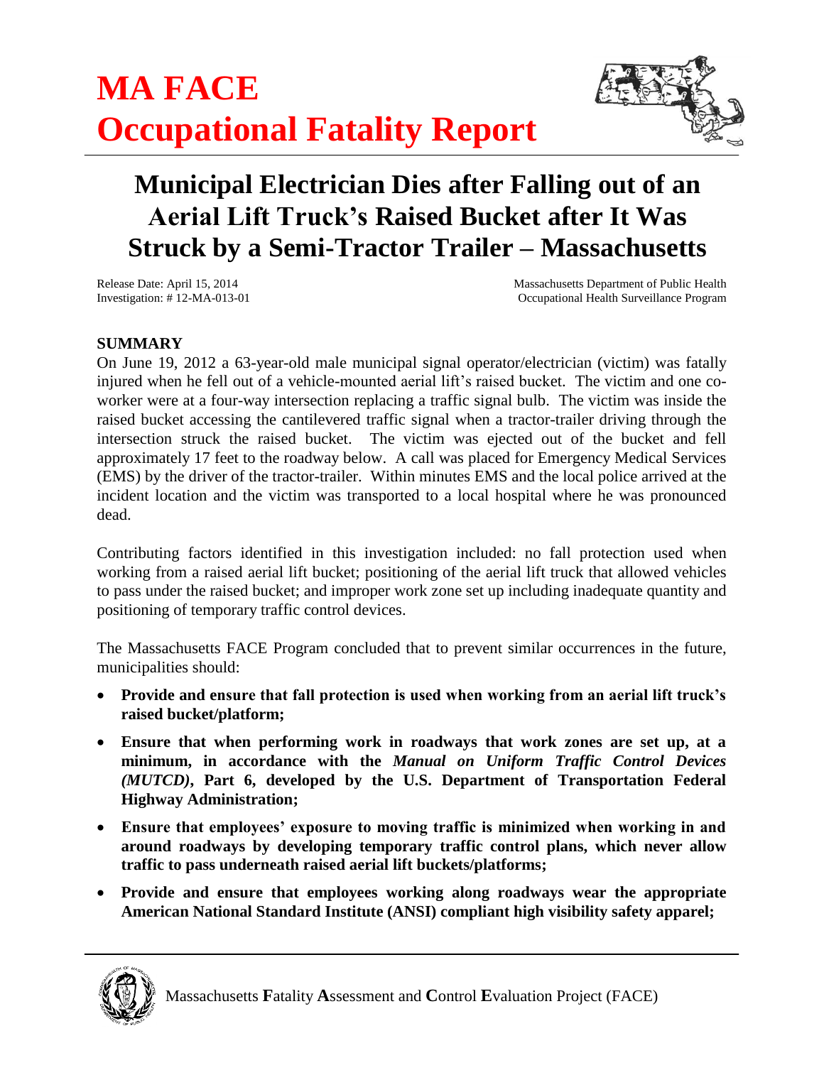# MA FACE
# Occupational Fatality Report

## Municipal Electrician Dies after Falling out of an Aerial Lift Truck's Raised Bucket after It Was Struck by a Semi-Tractor Trailer – Massachusetts

Release Date: April 15, 2014
Investigation: # 12-MA-013-01

Massachusetts Department of Public Health
Occupational Health Surveillance Program

### SUMMARY

On June 19, 2012 a 63-year-old male municipal signal operator/electrician (victim) was fatally injured when he fell out of a vehicle-mounted aerial lift's raised bucket. The victim and one co-worker were at a four-way intersection replacing a traffic signal bulb. The victim was inside the raised bucket accessing the cantilevered traffic signal when a tractor-trailer driving through the intersection struck the raised bucket. The victim was ejected out of the bucket and fell approximately 17 feet to the roadway below. A call was placed for Emergency Medical Services (EMS) by the driver of the tractor-trailer. Within minutes EMS and the local police arrived at the incident location and the victim was transported to a local hospital where he was pronounced dead.

Contributing factors identified in this investigation included: no fall protection used when working from a raised aerial lift bucket; positioning of the aerial lift truck that allowed vehicles to pass under the raised bucket; and improper work zone set up including inadequate quantity and positioning of temporary traffic control devices.

The Massachusetts FACE Program concluded that to prevent similar occurrences in the future, municipalities should:

- **Provide and ensure that fall protection is used when working from an aerial lift truck's raised bucket/platform;**
- **Ensure that when performing work in roadways that work zones are set up, at a minimum, in accordance with the *Manual on Uniform Traffic Control Devices (MUTCD)*, Part 6, developed by the U.S. Department of Transportation Federal Highway Administration;**
- **Ensure that employees' exposure to moving traffic is minimized when working in and around roadways by developing temporary traffic control plans, which never allow traffic to pass underneath raised aerial lift buckets/platforms;**
- **Provide and ensure that employees working along roadways wear the appropriate American National Standard Institute (ANSI) compliant high visibility safety apparel;**

Massachusetts **F**atality **A**ssessment and **C**ontrol **E**valuation Project (FACE)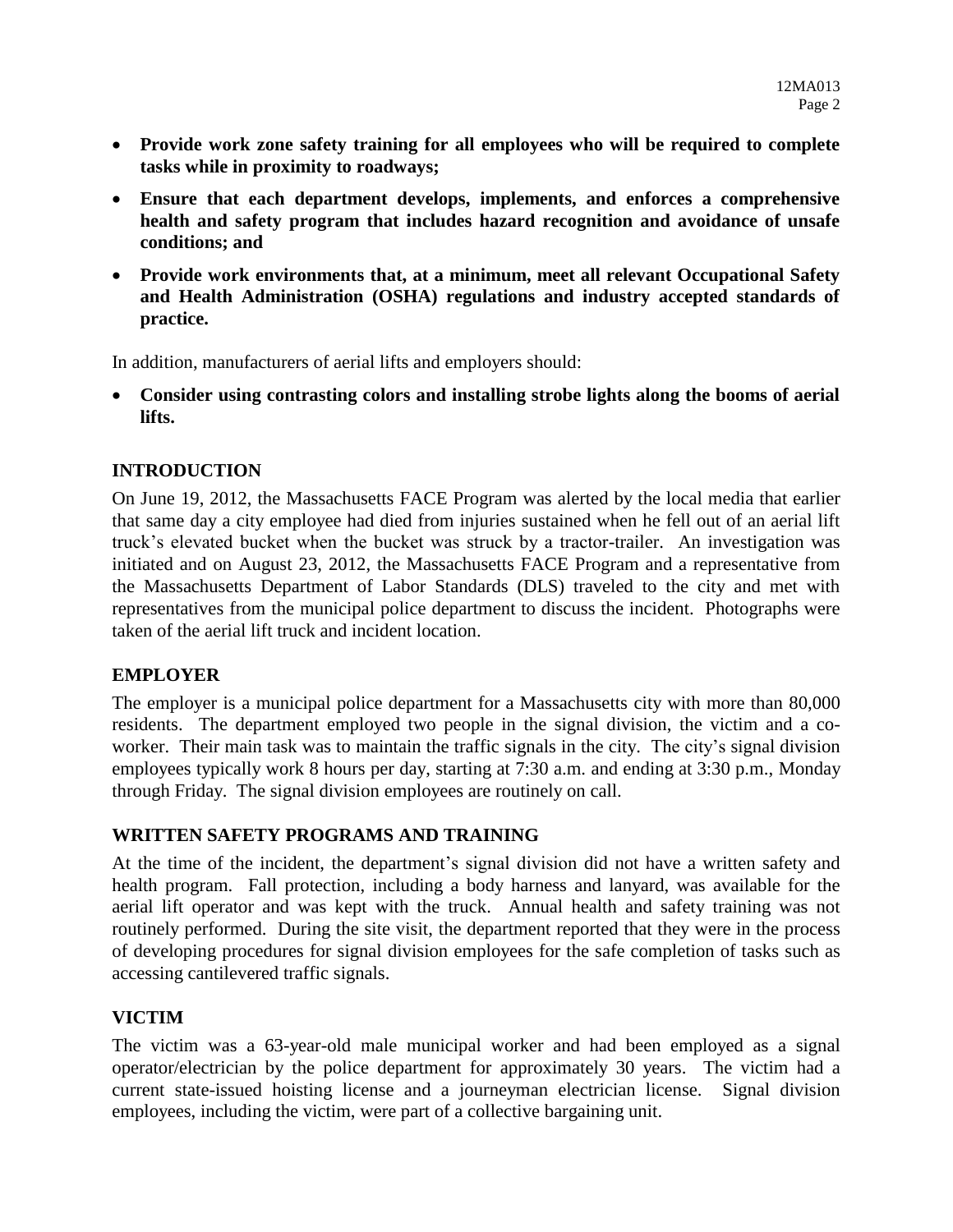- **Provide work zone safety training for all employees who will be required to complete tasks while in proximity to roadways;**
- **Ensure that each department develops, implements, and enforces a comprehensive health and safety program that includes hazard recognition and avoidance of unsafe conditions; and**
- **Provide work environments that, at a minimum, meet all relevant Occupational Safety and Health Administration (OSHA) regulations and industry accepted standards of practice.**

In addition, manufacturers of aerial lifts and employers should:

- **Consider using contrasting colors and installing strobe lights along the booms of aerial lifts.**

## INTRODUCTION

On June 19, 2012, the Massachusetts FACE Program was alerted by the local media that earlier that same day a city employee had died from injuries sustained when he fell out of an aerial lift truck's elevated bucket when the bucket was struck by a tractor-trailer. An investigation was initiated and on August 23, 2012, the Massachusetts FACE Program and a representative from the Massachusetts Department of Labor Standards (DLS) traveled to the city and met with representatives from the municipal police department to discuss the incident. Photographs were taken of the aerial lift truck and incident location.

## EMPLOYER

The employer is a municipal police department for a Massachusetts city with more than 80,000 residents. The department employed two people in the signal division, the victim and a co-worker. Their main task was to maintain the traffic signals in the city. The city's signal division employees typically work 8 hours per day, starting at 7:30 a.m. and ending at 3:30 p.m., Monday through Friday. The signal division employees are routinely on call.

## WRITTEN SAFETY PROGRAMS AND TRAINING

At the time of the incident, the department's signal division did not have a written safety and health program. Fall protection, including a body harness and lanyard, was available for the aerial lift operator and was kept with the truck. Annual health and safety training was not routinely performed. During the site visit, the department reported that they were in the process of developing procedures for signal division employees for the safe completion of tasks such as accessing cantilevered traffic signals.

## VICTIM

The victim was a 63-year-old male municipal worker and had been employed as a signal operator/electrician by the police department for approximately 30 years. The victim had a current state-issued hoisting license and a journeyman electrician license. Signal division employees, including the victim, were part of a collective bargaining unit.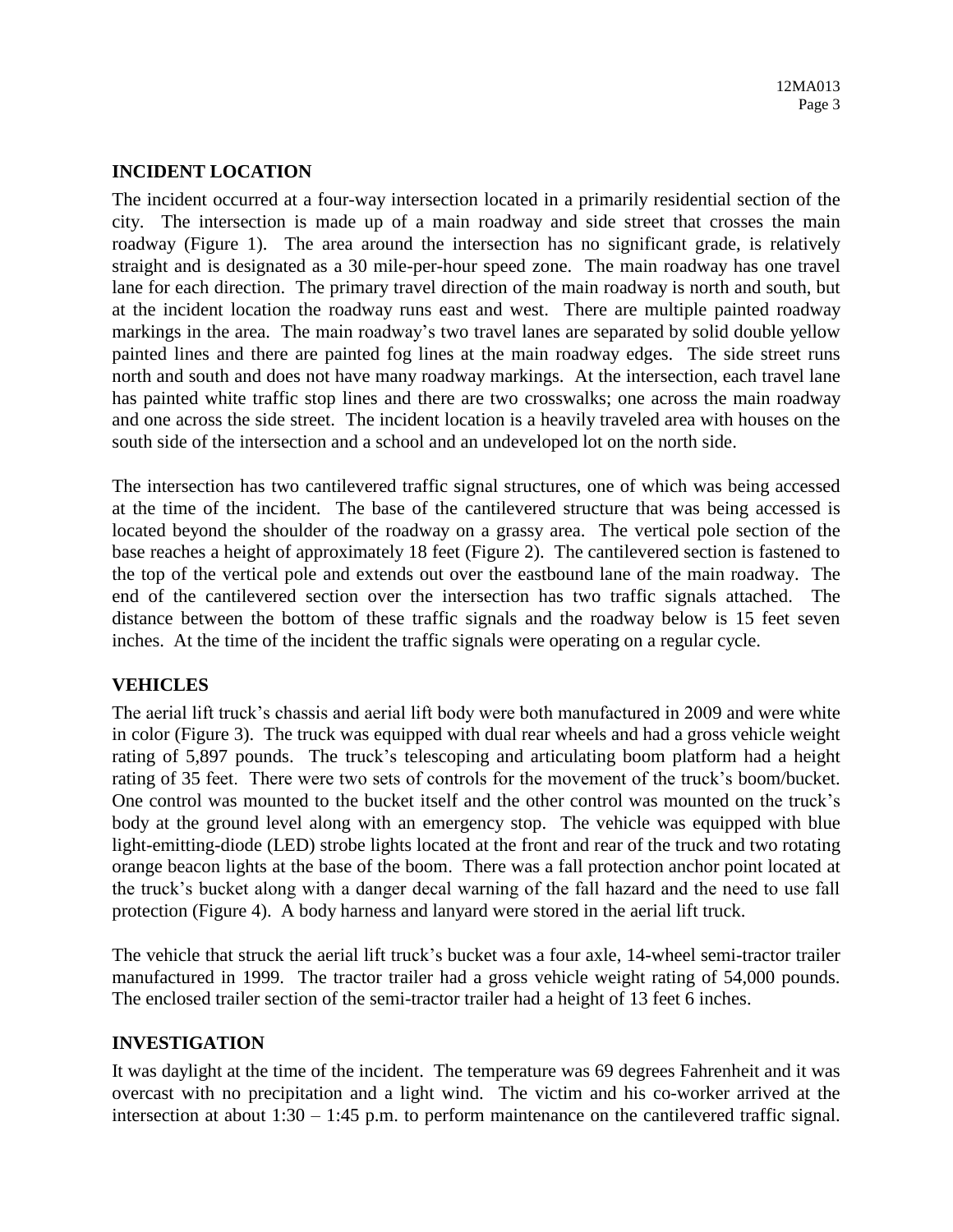## INCIDENT LOCATION

The incident occurred at a four-way intersection located in a primarily residential section of the city. The intersection is made up of a main roadway and side street that crosses the main roadway (Figure 1). The area around the intersection has no significant grade, is relatively straight and is designated as a 30 mile-per-hour speed zone. The main roadway has one travel lane for each direction. The primary travel direction of the main roadway is north and south, but at the incident location the roadway runs east and west. There are multiple painted roadway markings in the area. The main roadway's two travel lanes are separated by solid double yellow painted lines and there are painted fog lines at the main roadway edges. The side street runs north and south and does not have many roadway markings. At the intersection, each travel lane has painted white traffic stop lines and there are two crosswalks; one across the main roadway and one across the side street. The incident location is a heavily traveled area with houses on the south side of the intersection and a school and an undeveloped lot on the north side.

The intersection has two cantilevered traffic signal structures, one of which was being accessed at the time of the incident. The base of the cantilevered structure that was being accessed is located beyond the shoulder of the roadway on a grassy area. The vertical pole section of the base reaches a height of approximately 18 feet (Figure 2). The cantilevered section is fastened to the top of the vertical pole and extends out over the eastbound lane of the main roadway. The end of the cantilevered section over the intersection has two traffic signals attached. The distance between the bottom of these traffic signals and the roadway below is 15 feet seven inches. At the time of the incident the traffic signals were operating on a regular cycle.

## VEHICLES

The aerial lift truck's chassis and aerial lift body were both manufactured in 2009 and were white in color (Figure 3). The truck was equipped with dual rear wheels and had a gross vehicle weight rating of 5,897 pounds. The truck's telescoping and articulating boom platform had a height rating of 35 feet. There were two sets of controls for the movement of the truck's boom/bucket. One control was mounted to the bucket itself and the other control was mounted on the truck's body at the ground level along with an emergency stop. The vehicle was equipped with blue light-emitting-diode (LED) strobe lights located at the front and rear of the truck and two rotating orange beacon lights at the base of the boom. There was a fall protection anchor point located at the truck's bucket along with a danger decal warning of the fall hazard and the need to use fall protection (Figure 4). A body harness and lanyard were stored in the aerial lift truck.

The vehicle that struck the aerial lift truck's bucket was a four axle, 14-wheel semi-tractor trailer manufactured in 1999. The tractor trailer had a gross vehicle weight rating of 54,000 pounds. The enclosed trailer section of the semi-tractor trailer had a height of 13 feet 6 inches.

## INVESTIGATION

It was daylight at the time of the incident. The temperature was 69 degrees Fahrenheit and it was overcast with no precipitation and a light wind. The victim and his co-worker arrived at the intersection at about 1:30 – 1:45 p.m. to perform maintenance on the cantilevered traffic signal.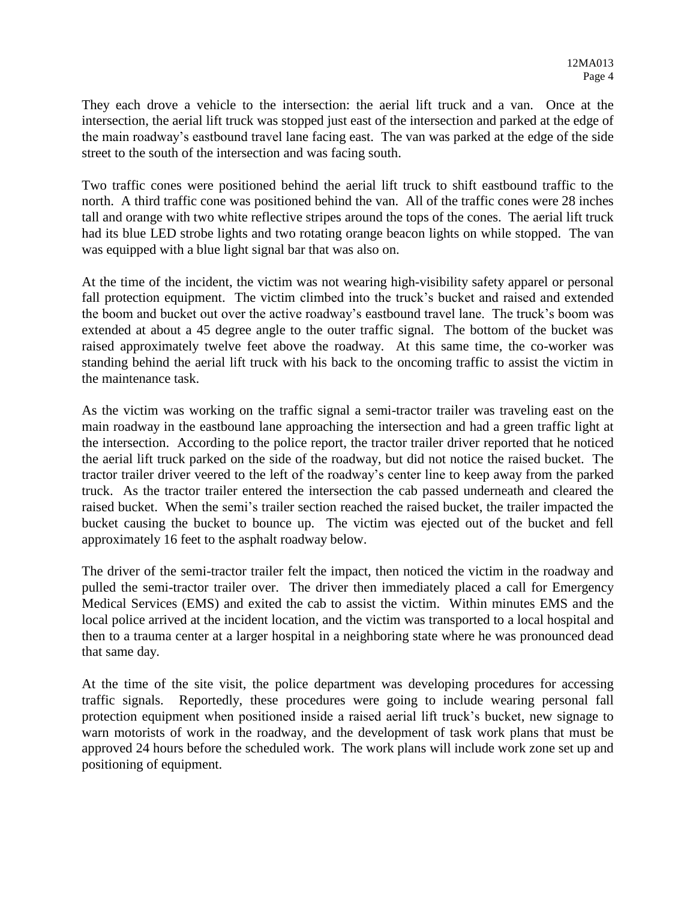They each drove a vehicle to the intersection: the aerial lift truck and a van. Once at the intersection, the aerial lift truck was stopped just east of the intersection and parked at the edge of the main roadway's eastbound travel lane facing east. The van was parked at the edge of the side street to the south of the intersection and was facing south.

Two traffic cones were positioned behind the aerial lift truck to shift eastbound traffic to the north. A third traffic cone was positioned behind the van. All of the traffic cones were 28 inches tall and orange with two white reflective stripes around the tops of the cones. The aerial lift truck had its blue LED strobe lights and two rotating orange beacon lights on while stopped. The van was equipped with a blue light signal bar that was also on.

At the time of the incident, the victim was not wearing high-visibility safety apparel or personal fall protection equipment. The victim climbed into the truck's bucket and raised and extended the boom and bucket out over the active roadway's eastbound travel lane. The truck's boom was extended at about a 45 degree angle to the outer traffic signal. The bottom of the bucket was raised approximately twelve feet above the roadway. At this same time, the co-worker was standing behind the aerial lift truck with his back to the oncoming traffic to assist the victim in the maintenance task.

As the victim was working on the traffic signal a semi-tractor trailer was traveling east on the main roadway in the eastbound lane approaching the intersection and had a green traffic light at the intersection. According to the police report, the tractor trailer driver reported that he noticed the aerial lift truck parked on the side of the roadway, but did not notice the raised bucket. The tractor trailer driver veered to the left of the roadway's center line to keep away from the parked truck. As the tractor trailer entered the intersection the cab passed underneath and cleared the raised bucket. When the semi's trailer section reached the raised bucket, the trailer impacted the bucket causing the bucket to bounce up. The victim was ejected out of the bucket and fell approximately 16 feet to the asphalt roadway below.

The driver of the semi-tractor trailer felt the impact, then noticed the victim in the roadway and pulled the semi-tractor trailer over. The driver then immediately placed a call for Emergency Medical Services (EMS) and exited the cab to assist the victim. Within minutes EMS and the local police arrived at the incident location, and the victim was transported to a local hospital and then to a trauma center at a larger hospital in a neighboring state where he was pronounced dead that same day.

At the time of the site visit, the police department was developing procedures for accessing traffic signals. Reportedly, these procedures were going to include wearing personal fall protection equipment when positioned inside a raised aerial lift truck's bucket, new signage to warn motorists of work in the roadway, and the development of task work plans that must be approved 24 hours before the scheduled work. The work plans will include work zone set up and positioning of equipment.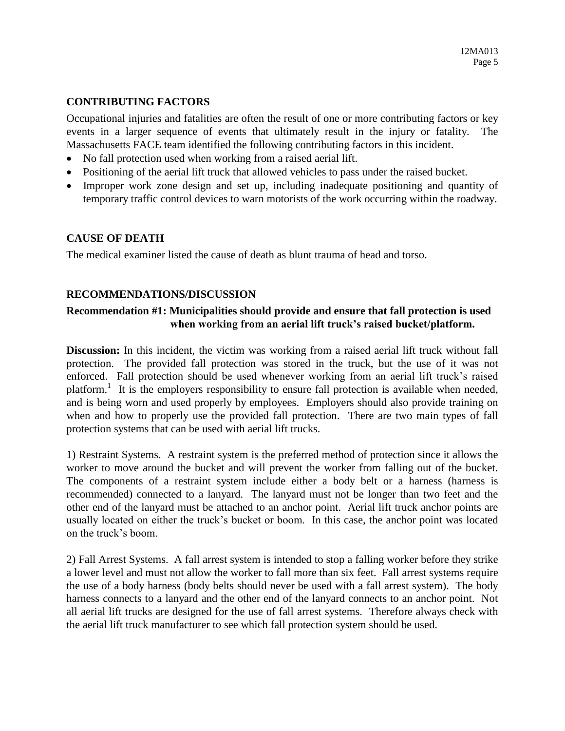## CONTRIBUTING FACTORS

Occupational injuries and fatalities are often the result of one or more contributing factors or key events in a larger sequence of events that ultimately result in the injury or fatality. The Massachusetts FACE team identified the following contributing factors in this incident.

- No fall protection used when working from a raised aerial lift.
- Positioning of the aerial lift truck that allowed vehicles to pass under the raised bucket.
- Improper work zone design and set up, including inadequate positioning and quantity of temporary traffic control devices to warn motorists of the work occurring within the roadway.

## CAUSE OF DEATH

The medical examiner listed the cause of death as blunt trauma of head and torso.

## RECOMMENDATIONS/DISCUSSION

**Recommendation #1: Municipalities should provide and ensure that fall protection is used when working from an aerial lift truck's raised bucket/platform.**

**Discussion:** In this incident, the victim was working from a raised aerial lift truck without fall protection. The provided fall protection was stored in the truck, but the use of it was not enforced. Fall protection should be used whenever working from an aerial lift truck's raised platform.[1] It is the employers responsibility to ensure fall protection is available when needed, and is being worn and used properly by employees. Employers should also provide training on when and how to properly use the provided fall protection. There are two main types of fall protection systems that can be used with aerial lift trucks.

1) Restraint Systems. A restraint system is the preferred method of protection since it allows the worker to move around the bucket and will prevent the worker from falling out of the bucket. The components of a restraint system include either a body belt or a harness (harness is recommended) connected to a lanyard. The lanyard must not be longer than two feet and the other end of the lanyard must be attached to an anchor point. Aerial lift truck anchor points are usually located on either the truck's bucket or boom. In this case, the anchor point was located on the truck's boom.

2) Fall Arrest Systems. A fall arrest system is intended to stop a falling worker before they strike a lower level and must not allow the worker to fall more than six feet. Fall arrest systems require the use of a body harness (body belts should never be used with a fall arrest system). The body harness connects to a lanyard and the other end of the lanyard connects to an anchor point. Not all aerial lift trucks are designed for the use of fall arrest systems. Therefore always check with the aerial lift truck manufacturer to see which fall protection system should be used.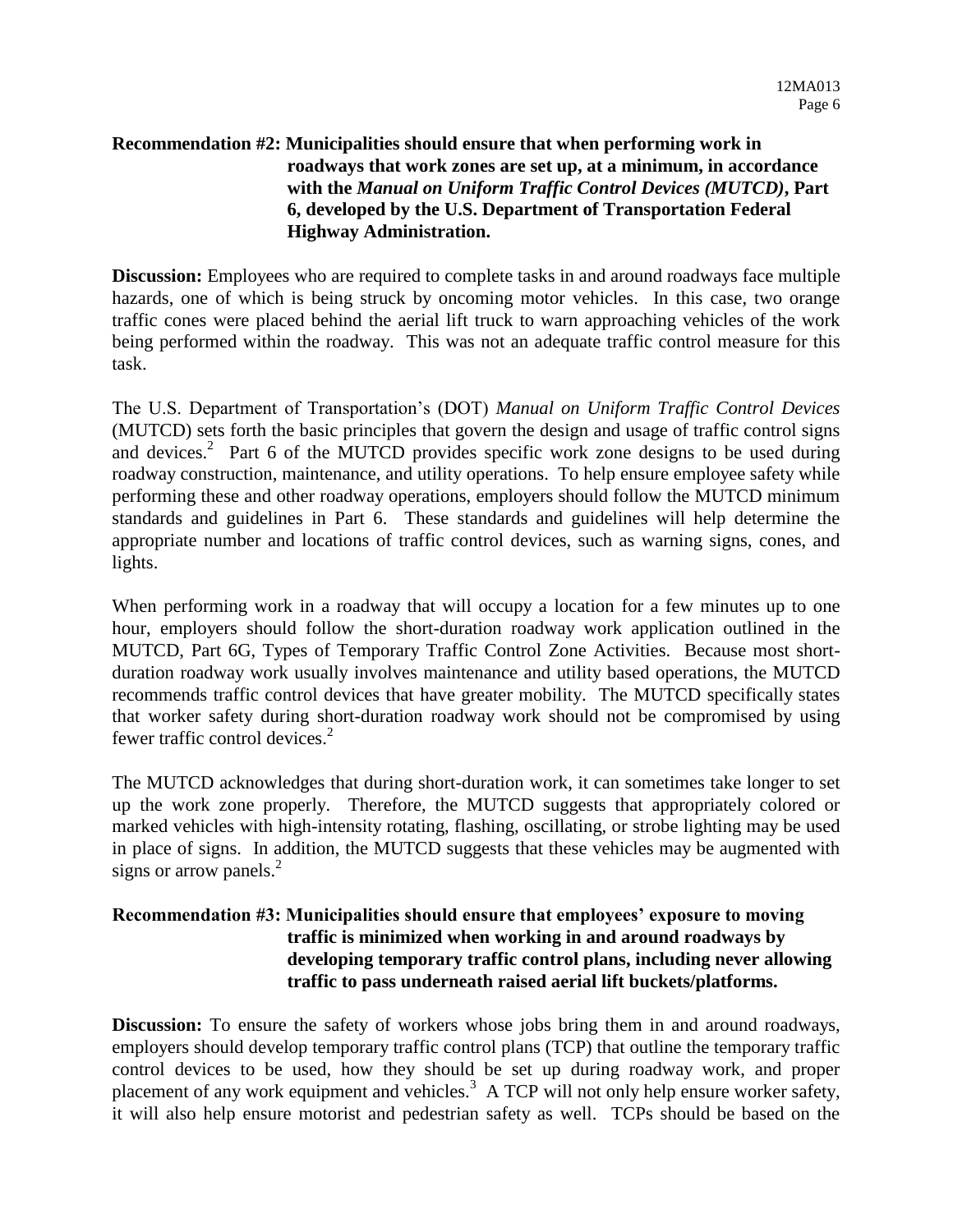**Recommendation #2: Municipalities should ensure that when performing work in roadways that work zones are set up, at a minimum, in accordance with the *Manual on Uniform Traffic Control Devices (MUTCD)*, Part 6, developed by the U.S. Department of Transportation Federal Highway Administration.**

**Discussion:** Employees who are required to complete tasks in and around roadways face multiple hazards, one of which is being struck by oncoming motor vehicles. In this case, two orange traffic cones were placed behind the aerial lift truck to warn approaching vehicles of the work being performed within the roadway. This was not an adequate traffic control measure for this task.

The U.S. Department of Transportation's (DOT) *Manual on Uniform Traffic Control Devices* (MUTCD) sets forth the basic principles that govern the design and usage of traffic control signs and devices.[2] Part 6 of the MUTCD provides specific work zone designs to be used during roadway construction, maintenance, and utility operations. To help ensure employee safety while performing these and other roadway operations, employers should follow the MUTCD minimum standards and guidelines in Part 6. These standards and guidelines will help determine the appropriate number and locations of traffic control devices, such as warning signs, cones, and lights.

When performing work in a roadway that will occupy a location for a few minutes up to one hour, employers should follow the short-duration roadway work application outlined in the MUTCD, Part 6G, Types of Temporary Traffic Control Zone Activities. Because most short-duration roadway work usually involves maintenance and utility based operations, the MUTCD recommends traffic control devices that have greater mobility. The MUTCD specifically states that worker safety during short-duration roadway work should not be compromised by using fewer traffic control devices.[2]

The MUTCD acknowledges that during short-duration work, it can sometimes take longer to set up the work zone properly. Therefore, the MUTCD suggests that appropriately colored or marked vehicles with high-intensity rotating, flashing, oscillating, or strobe lighting may be used in place of signs. In addition, the MUTCD suggests that these vehicles may be augmented with signs or arrow panels.[2]

**Recommendation #3: Municipalities should ensure that employees' exposure to moving traffic is minimized when working in and around roadways by developing temporary traffic control plans, including never allowing traffic to pass underneath raised aerial lift buckets/platforms.**

**Discussion:** To ensure the safety of workers whose jobs bring them in and around roadways, employers should develop temporary traffic control plans (TCP) that outline the temporary traffic control devices to be used, how they should be set up during roadway work, and proper placement of any work equipment and vehicles.[3] A TCP will not only help ensure worker safety, it will also help ensure motorist and pedestrian safety as well. TCPs should be based on the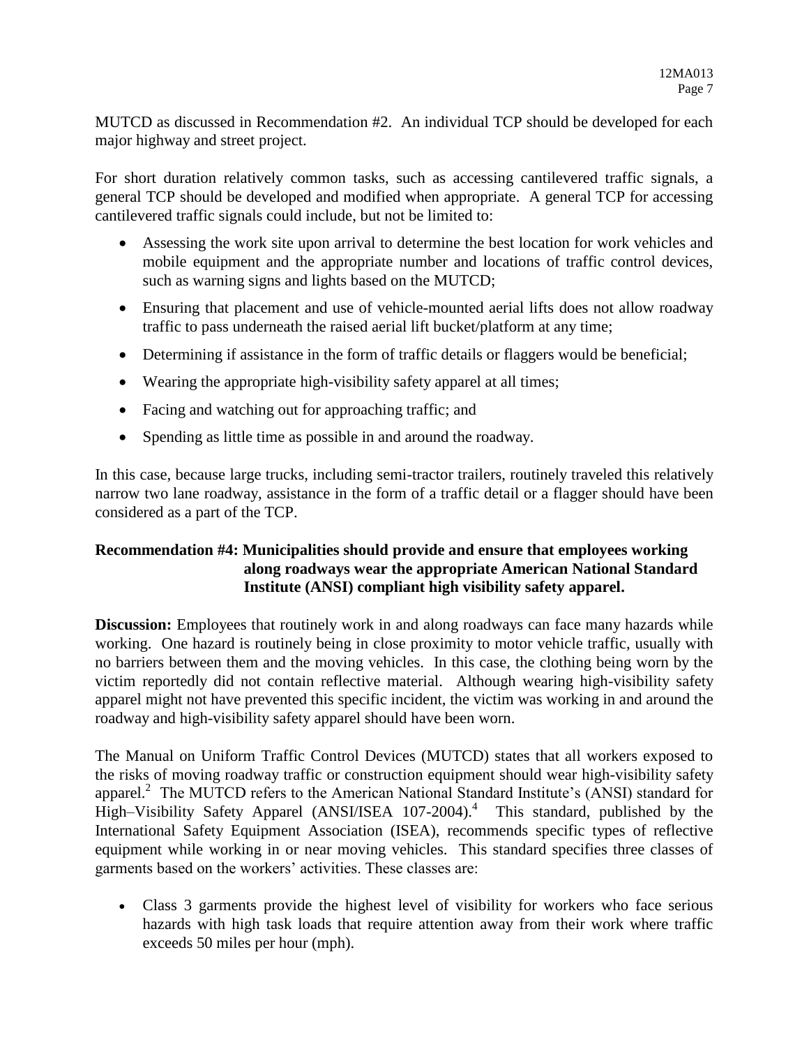MUTCD as discussed in Recommendation #2. An individual TCP should be developed for each major highway and street project.

For short duration relatively common tasks, such as accessing cantilevered traffic signals, a general TCP should be developed and modified when appropriate. A general TCP for accessing cantilevered traffic signals could include, but not be limited to:

- Assessing the work site upon arrival to determine the best location for work vehicles and mobile equipment and the appropriate number and locations of traffic control devices, such as warning signs and lights based on the MUTCD;
- Ensuring that placement and use of vehicle-mounted aerial lifts does not allow roadway traffic to pass underneath the raised aerial lift bucket/platform at any time;
- Determining if assistance in the form of traffic details or flaggers would be beneficial;
- Wearing the appropriate high-visibility safety apparel at all times;
- Facing and watching out for approaching traffic; and
- Spending as little time as possible in and around the roadway.

In this case, because large trucks, including semi-tractor trailers, routinely traveled this relatively narrow two lane roadway, assistance in the form of a traffic detail or a flagger should have been considered as a part of the TCP.

**Recommendation #4: Municipalities should provide and ensure that employees working along roadways wear the appropriate American National Standard Institute (ANSI) compliant high visibility safety apparel.**

**Discussion:** Employees that routinely work in and along roadways can face many hazards while working. One hazard is routinely being in close proximity to motor vehicle traffic, usually with no barriers between them and the moving vehicles. In this case, the clothing being worn by the victim reportedly did not contain reflective material. Although wearing high-visibility safety apparel might not have prevented this specific incident, the victim was working in and around the roadway and high-visibility safety apparel should have been worn.

The Manual on Uniform Traffic Control Devices (MUTCD) states that all workers exposed to the risks of moving roadway traffic or construction equipment should wear high-visibility safety apparel.[2] The MUTCD refers to the American National Standard Institute's (ANSI) standard for High–Visibility Safety Apparel (ANSI/ISEA 107-2004).[4] This standard, published by the International Safety Equipment Association (ISEA), recommends specific types of reflective equipment while working in or near moving vehicles. This standard specifies three classes of garments based on the workers' activities. These classes are:

- Class 3 garments provide the highest level of visibility for workers who face serious hazards with high task loads that require attention away from their work where traffic exceeds 50 miles per hour (mph).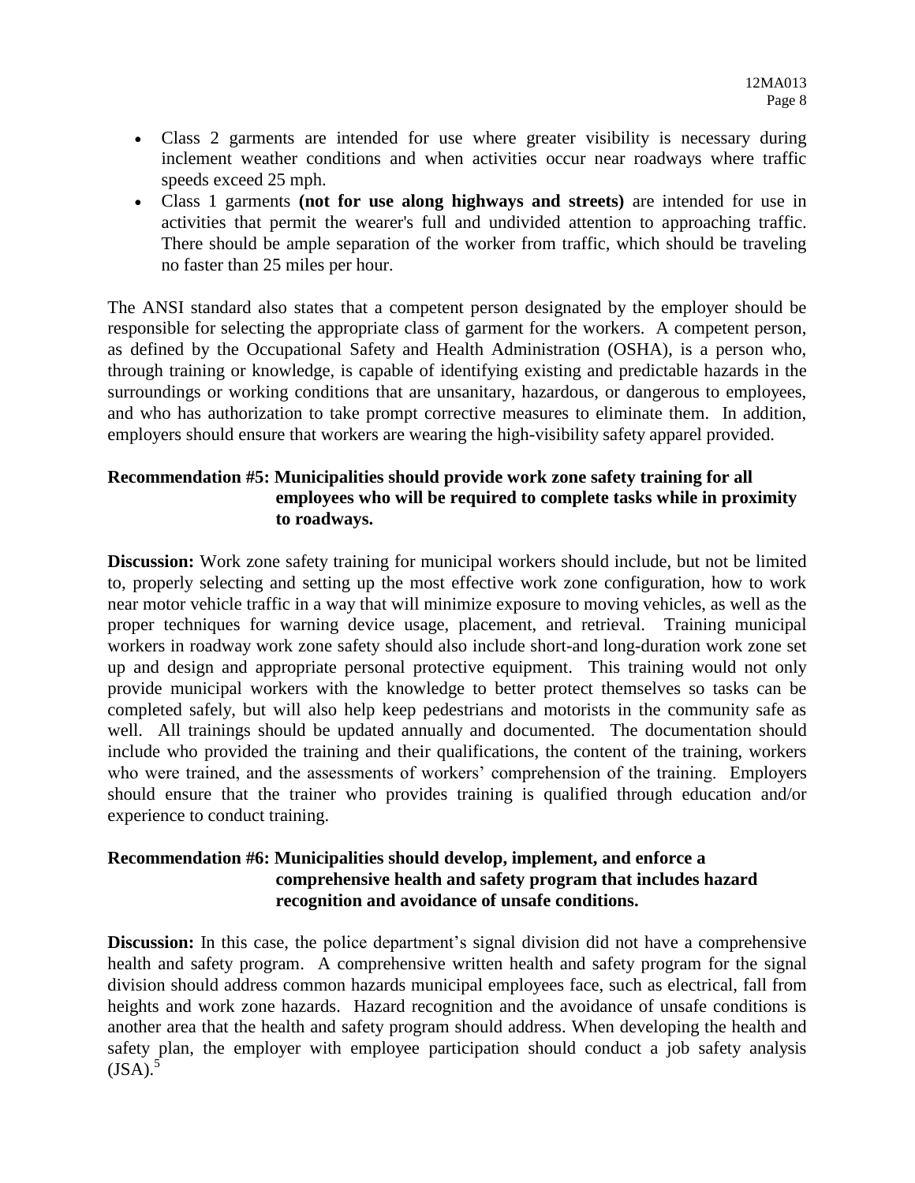- Class 2 garments are intended for use where greater visibility is necessary during inclement weather conditions and when activities occur near roadways where traffic speeds exceed 25 mph.
- Class 1 garments **(not for use along highways and streets)** are intended for use in activities that permit the wearer's full and undivided attention to approaching traffic. There should be ample separation of the worker from traffic, which should be traveling no faster than 25 miles per hour.

The ANSI standard also states that a competent person designated by the employer should be responsible for selecting the appropriate class of garment for the workers. A competent person, as defined by the Occupational Safety and Health Administration (OSHA), is a person who, through training or knowledge, is capable of identifying existing and predictable hazards in the surroundings or working conditions that are unsanitary, hazardous, or dangerous to employees, and who has authorization to take prompt corrective measures to eliminate them. In addition, employers should ensure that workers are wearing the high-visibility safety apparel provided.

**Recommendation #5: Municipalities should provide work zone safety training for all employees who will be required to complete tasks while in proximity to roadways.**

**Discussion:** Work zone safety training for municipal workers should include, but not be limited to, properly selecting and setting up the most effective work zone configuration, how to work near motor vehicle traffic in a way that will minimize exposure to moving vehicles, as well as the proper techniques for warning device usage, placement, and retrieval. Training municipal workers in roadway work zone safety should also include short-and long-duration work zone set up and design and appropriate personal protective equipment. This training would not only provide municipal workers with the knowledge to better protect themselves so tasks can be completed safely, but will also help keep pedestrians and motorists in the community safe as well. All trainings should be updated annually and documented. The documentation should include who provided the training and their qualifications, the content of the training, workers who were trained, and the assessments of workers' comprehension of the training. Employers should ensure that the trainer who provides training is qualified through education and/or experience to conduct training.

**Recommendation #6: Municipalities should develop, implement, and enforce a comprehensive health and safety program that includes hazard recognition and avoidance of unsafe conditions.**

**Discussion:** In this case, the police department's signal division did not have a comprehensive health and safety program. A comprehensive written health and safety program for the signal division should address common hazards municipal employees face, such as electrical, fall from heights and work zone hazards. Hazard recognition and the avoidance of unsafe conditions is another area that the health and safety program should address. When developing the health and safety plan, the employer with employee participation should conduct a job safety analysis (JSA).[5]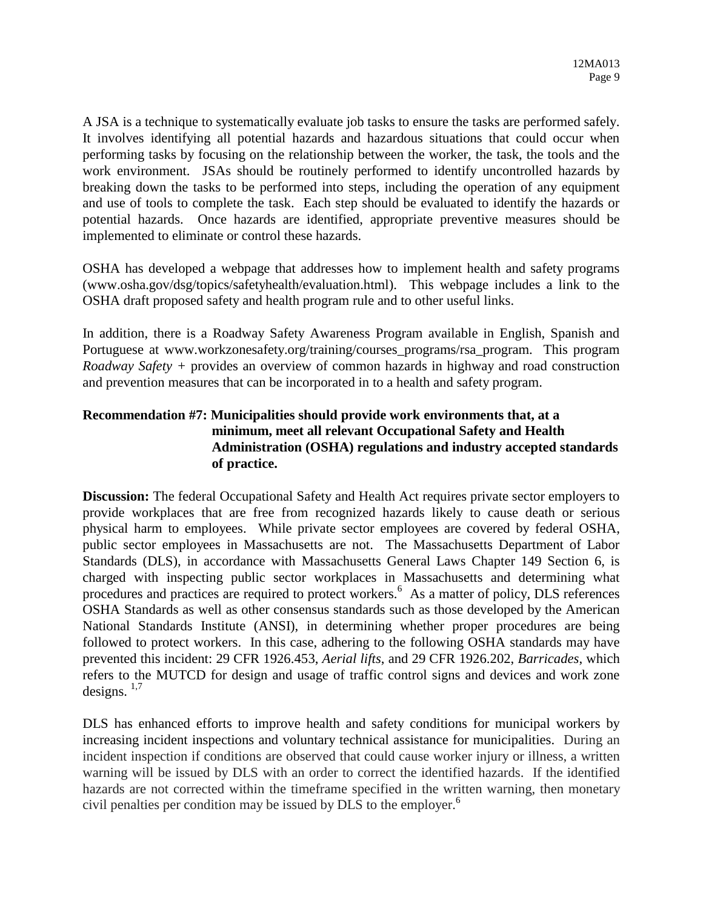A JSA is a technique to systematically evaluate job tasks to ensure the tasks are performed safely. It involves identifying all potential hazards and hazardous situations that could occur when performing tasks by focusing on the relationship between the worker, the task, the tools and the work environment. JSAs should be routinely performed to identify uncontrolled hazards by breaking down the tasks to be performed into steps, including the operation of any equipment and use of tools to complete the task. Each step should be evaluated to identify the hazards or potential hazards. Once hazards are identified, appropriate preventive measures should be implemented to eliminate or control these hazards.

OSHA has developed a webpage that addresses how to implement health and safety programs (www.osha.gov/dsg/topics/safetyhealth/evaluation.html). This webpage includes a link to the OSHA draft proposed safety and health program rule and to other useful links.

In addition, there is a Roadway Safety Awareness Program available in English, Spanish and Portuguese at www.workzonesafety.org/training/courses_programs/rsa_program. This program *Roadway Safety +* provides an overview of common hazards in highway and road construction and prevention measures that can be incorporated in to a health and safety program.

**Recommendation #7: Municipalities should provide work environments that, at a minimum, meet all relevant Occupational Safety and Health Administration (OSHA) regulations and industry accepted standards of practice.**

**Discussion:** The federal Occupational Safety and Health Act requires private sector employers to provide workplaces that are free from recognized hazards likely to cause death or serious physical harm to employees. While private sector employees are covered by federal OSHA, public sector employees in Massachusetts are not. The Massachusetts Department of Labor Standards (DLS), in accordance with Massachusetts General Laws Chapter 149 Section 6, is charged with inspecting public sector workplaces in Massachusetts and determining what procedures and practices are required to protect workers.[6] As a matter of policy, DLS references OSHA Standards as well as other consensus standards such as those developed by the American National Standards Institute (ANSI), in determining whether proper procedures are being followed to protect workers. In this case, adhering to the following OSHA standards may have prevented this incident: 29 CFR 1926.453, *Aerial lifts*, and 29 CFR 1926.202, *Barricades*, which refers to the MUTCD for design and usage of traffic control signs and devices and work zone designs. [1,7]

DLS has enhanced efforts to improve health and safety conditions for municipal workers by increasing incident inspections and voluntary technical assistance for municipalities. During an incident inspection if conditions are observed that could cause worker injury or illness, a written warning will be issued by DLS with an order to correct the identified hazards. If the identified hazards are not corrected within the timeframe specified in the written warning, then monetary civil penalties per condition may be issued by DLS to the employer.[6]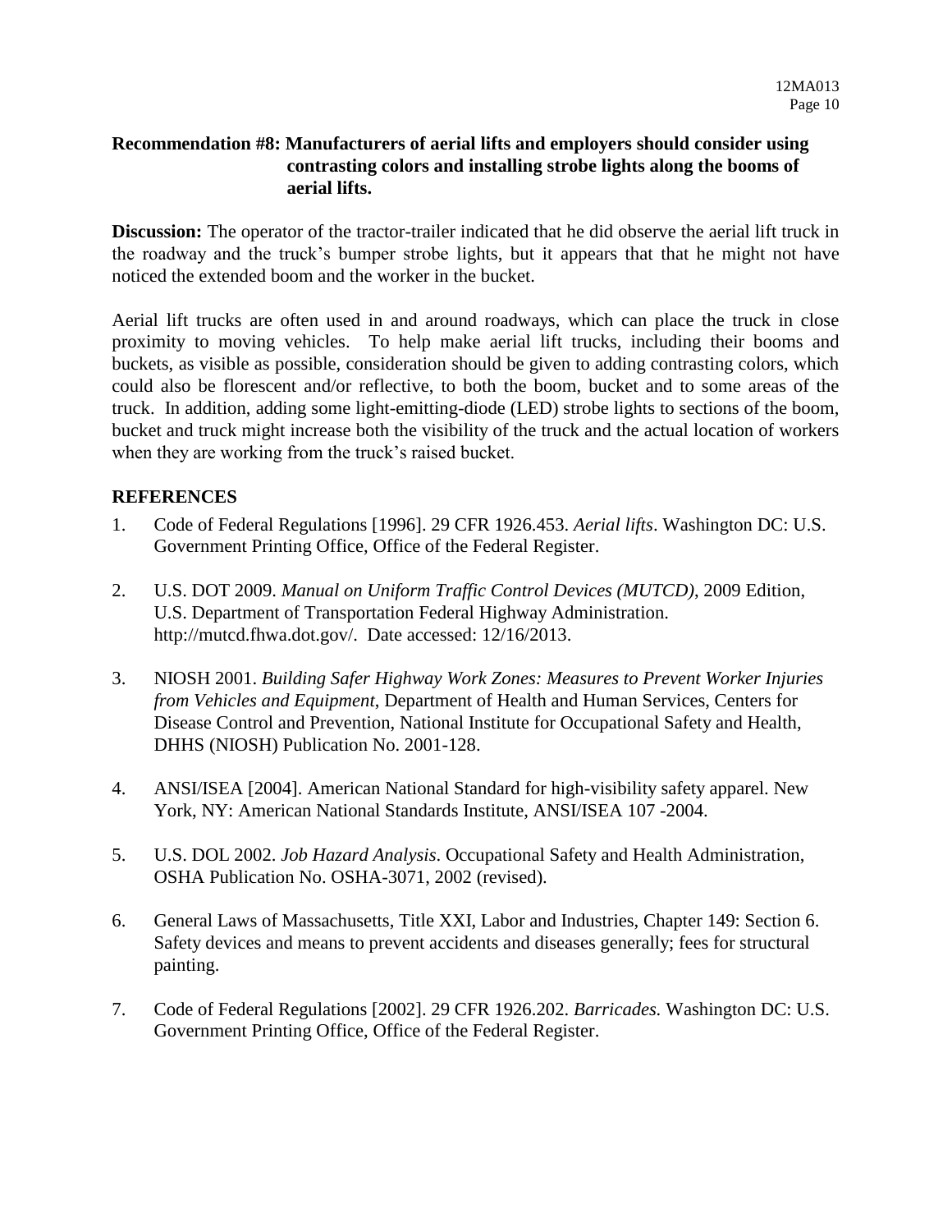**Recommendation #8: Manufacturers of aerial lifts and employers should consider using contrasting colors and installing strobe lights along the booms of aerial lifts.**

**Discussion:** The operator of the tractor-trailer indicated that he did observe the aerial lift truck in the roadway and the truck's bumper strobe lights, but it appears that that he might not have noticed the extended boom and the worker in the bucket.

Aerial lift trucks are often used in and around roadways, which can place the truck in close proximity to moving vehicles. To help make aerial lift trucks, including their booms and buckets, as visible as possible, consideration should be given to adding contrasting colors, which could also be florescent and/or reflective, to both the boom, bucket and to some areas of the truck. In addition, adding some light-emitting-diode (LED) strobe lights to sections of the boom, bucket and truck might increase both the visibility of the truck and the actual location of workers when they are working from the truck's raised bucket.

## REFERENCES

1. Code of Federal Regulations [1996]. 29 CFR 1926.453. *Aerial lifts*. Washington DC: U.S. Government Printing Office, Office of the Federal Register.

2. U.S. DOT 2009. *Manual on Uniform Traffic Control Devices (MUTCD)*, 2009 Edition, U.S. Department of Transportation Federal Highway Administration. http://mutcd.fhwa.dot.gov/. Date accessed: 12/16/2013.

3. NIOSH 2001. *Building Safer Highway Work Zones: Measures to Prevent Worker Injuries from Vehicles and Equipment*, Department of Health and Human Services, Centers for Disease Control and Prevention, National Institute for Occupational Safety and Health, DHHS (NIOSH) Publication No. 2001-128.

4. ANSI/ISEA [2004]. American National Standard for high-visibility safety apparel. New York, NY: American National Standards Institute, ANSI/ISEA 107 -2004.

5. U.S. DOL 2002. *Job Hazard Analysis*. Occupational Safety and Health Administration, OSHA Publication No. OSHA-3071, 2002 (revised).

6. General Laws of Massachusetts, Title XXI, Labor and Industries, Chapter 149: Section 6. Safety devices and means to prevent accidents and diseases generally; fees for structural painting.

7. Code of Federal Regulations [2002]. 29 CFR 1926.202. *Barricades.* Washington DC: U.S. Government Printing Office, Office of the Federal Register.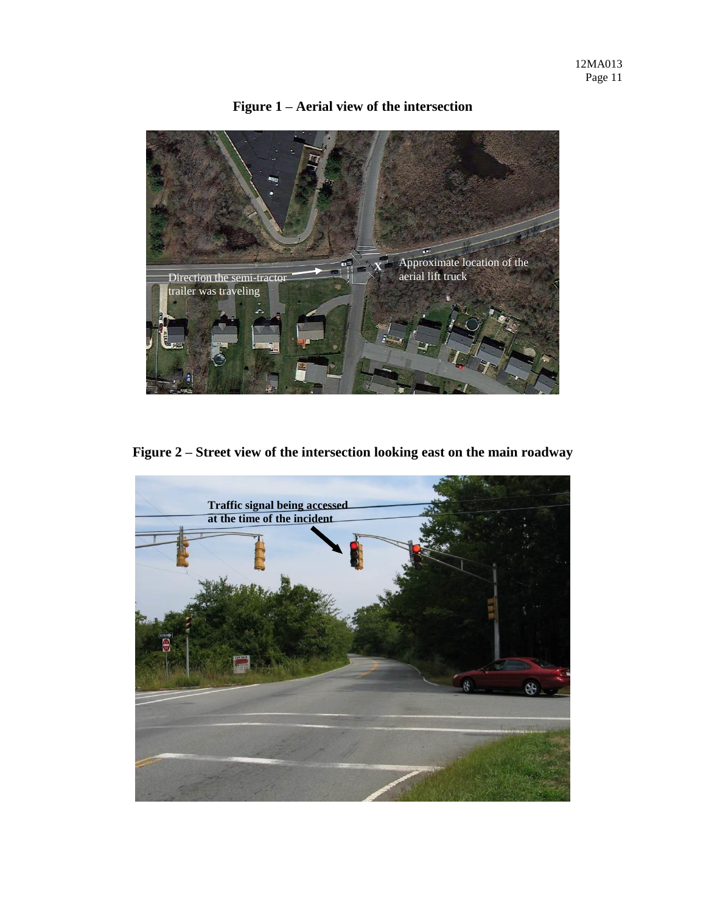**Figure 1 – Aerial view of the intersection**

Direction the semi-tractor trailer was traveling

X Approximate location of the aerial lift truck

**Figure 2 – Street view of the intersection looking east on the main roadway**

**Traffic signal being accessed at the time of the incident**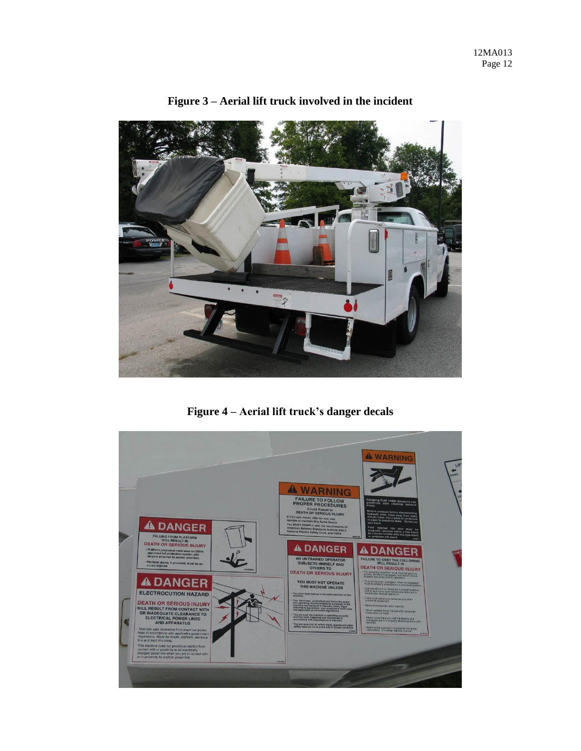**Figure 3 – Aerial lift truck involved in the incident**

**Figure 4 – Aerial lift truck's danger decals**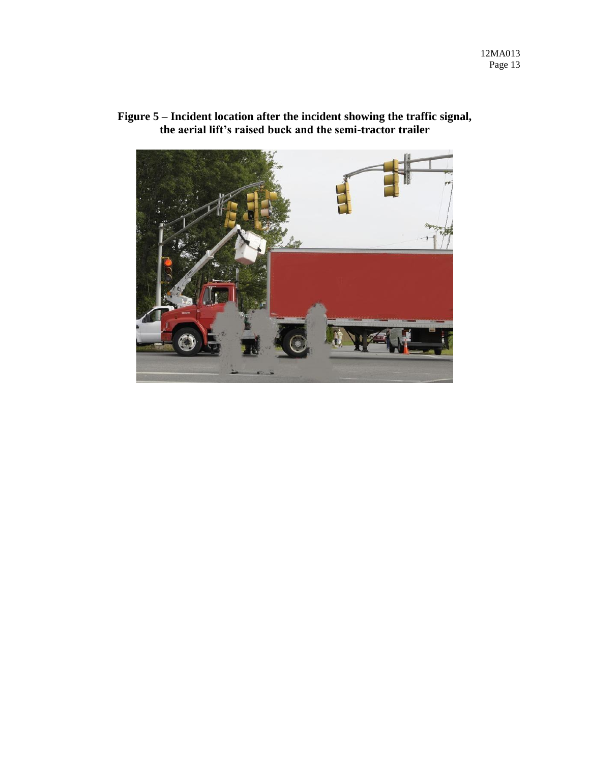**Figure 5 – Incident location after the incident showing the traffic signal, the aerial lift's raised buck and the semi-tractor trailer**